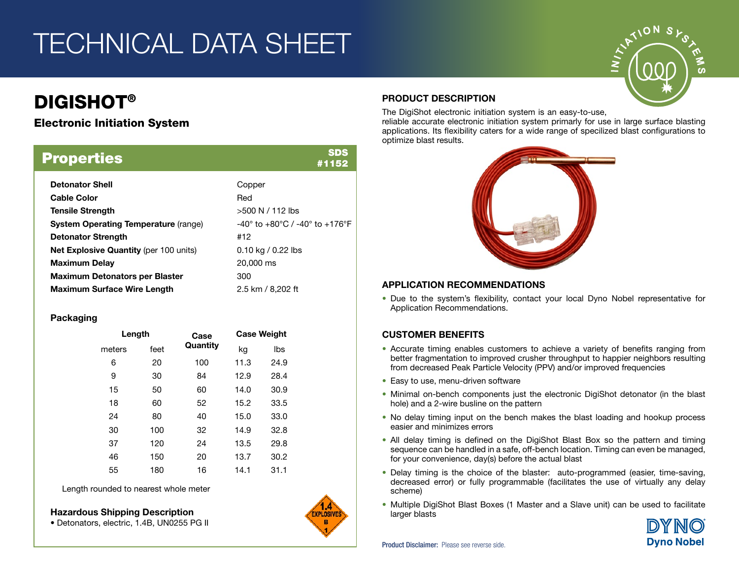# TECHNICAL DATA SHEET

## DIGISHOT®

### Electronic Initiation System

## Properties

SDS #1152

| | |
|---|---|
| **Detonator Shell** | Copper |
| **Cable Color** | Red |
| **Tensile Strength** | >500 N / 112 lbs |
| **System Operating Temperature** (range) | -40° to +80°C / -40° to +176°F |
| **Detonator Strength** | #12 |
| **Net Explosive Quantity** (per 100 units) | 0.10 kg / 0.22 lbs |
| **Maximum Delay** | 20,000 ms |
| **Maximum Detonators per Blaster** | 300 |
| **Maximum Surface Wire Length** | 2.5 km / 8,202 ft |

### Packaging

| Length | | Case Quantity | Case Weight | |
|---|---|---|---|---|
| meters | feet | | kg | lbs |
| 6 | 20 | 100 | 11.3 | 24.9 |
| 9 | 30 | 84 | 12.9 | 28.4 |
| 15 | 50 | 60 | 14.0 | 30.9 |
| 18 | 60 | 52 | 15.2 | 33.5 |
| 24 | 80 | 40 | 15.0 | 33.0 |
| 30 | 100 | 32 | 14.9 | 32.8 |
| 37 | 120 | 24 | 13.5 | 29.8 |
| 46 | 150 | 20 | 13.7 | 30.2 |
| 55 | 180 | 16 | 14.1 | 31.1 |

Length rounded to nearest whole meter

### Hazardous Shipping Description

- Detonators, electric, 1.4B, UN0255 PG II

### PRODUCT DESCRIPTION

The DigiShot electronic initiation system is an easy-to-use, reliable accurate electronic initiation system primarly for use in large surface blasting applications. Its flexibility caters for a wide range of specilized blast configurations to optimize blast results.

### APPLICATION RECOMMENDATIONS

- Due to the system's flexibility, contact your local Dyno Nobel representative for Application Recommendations.

### CUSTOMER BENEFITS

- Accurate timing enables customers to achieve a variety of benefits ranging from better fragmentation to improved crusher throughput to happier neighbors resulting from decreased Peak Particle Velocity (PPV) and/or improved frequencies
- Easy to use, menu-driven software
- Minimal on-bench components just the electronic DigiShot detonator (in the blast hole) and a 2-wire busline on the pattern
- No delay timing input on the bench makes the blast loading and hookup process easier and minimizes errors
- All delay timing is defined on the DigiShot Blast Box so the pattern and timing sequence can be handled in a safe, off-bench location. Timing can even be managed, for your convenience, day(s) before the actual blast
- Delay timing is the choice of the blaster: auto-programmed (easier, time-saving, decreased error) or fully programmable (facilitates the use of virtually any delay scheme)
- Multiple DigiShot Blast Boxes (1 Master and a Slave unit) can be used to facilitate larger blasts

**Product Disclaimer:** Please see reverse side.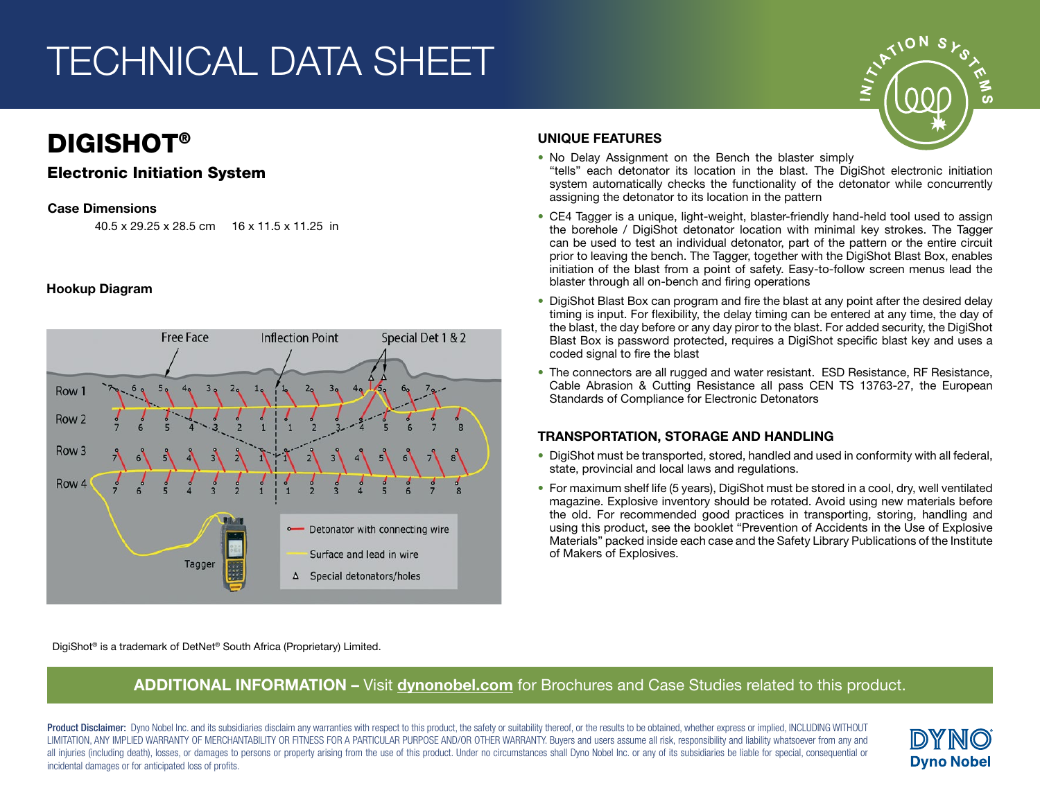# TECHNICAL DATA SHEET

## DIGISHOT®

### Electronic Initiation System

**Case Dimensions**

40.5 x 29.25 x 28.5 cm     16 x 11.5 x 11.25 in

**Hookup Diagram**

Free Face
Inflection Point
Special Det 1 & 2
Row 1
Row 2
Row 3
Row 4
Tagger
Detonator with connecting wire
Surface and lead in wire
Δ Special detonators/holes

DigiShot® is a trademark of DetNet® South Africa (Proprietary) Limited.

### UNIQUE FEATURES

- No Delay Assignment on the Bench the blaster simply "tells" each detonator its location in the blast. The DigiShot electronic initiation system automatically checks the functionality of the detonator while concurrently assigning the detonator to its location in the pattern
- CE4 Tagger is a unique, light-weight, blaster-friendly hand-held tool used to assign the borehole / DigiShot detonator location with minimal key strokes. The Tagger can be used to test an individual detonator, part of the pattern or the entire circuit prior to leaving the bench. The Tagger, together with the DigiShot Blast Box, enables initiation of the blast from a point of safety. Easy-to-follow screen menus lead the blaster through all on-bench and firing operations
- DigiShot Blast Box can program and fire the blast at any point after the desired delay timing is input. For flexibility, the delay timing can be entered at any time, the day of the blast, the day before or any day piror to the blast. For added security, the DigiShot Blast Box is password protected, requires a DigiShot specific blast key and uses a coded signal to fire the blast
- The connectors are all rugged and water resistant. ESD Resistance, RF Resistance, Cable Abrasion & Cutting Resistance all pass CEN TS 13763-27, the European Standards of Compliance for Electronic Detonators

### TRANSPORTATION, STORAGE AND HANDLING

- DigiShot must be transported, stored, handled and used in conformity with all federal, state, provincial and local laws and regulations.
- For maximum shelf life (5 years), DigiShot must be stored in a cool, dry, well ventilated magazine. Explosive inventory should be rotated. Avoid using new materials before the old. For recommended good practices in transporting, storing, handling and using this product, see the booklet "Prevention of Accidents in the Use of Explosive Materials" packed inside each case and the Safety Library Publications of the Institute of Makers of Explosives.

**ADDITIONAL INFORMATION –** Visit **dynonobel.com** for Brochures and Case Studies related to this product.

**Product Disclaimer:** Dyno Nobel Inc. and its subsidiaries disclaim any warranties with respect to this product, the safety or suitability thereof, or the results to be obtained, whether express or implied, INCLUDING WITHOUT LIMITATION, ANY IMPLIED WARRANTY OF MERCHANTABILITY OR FITNESS FOR A PARTICULAR PURPOSE AND/OR OTHER WARRANTY. Buyers and users assume all risk, responsibility and liability whatsoever from any and all injuries (including death), losses, or damages to persons or property arising from the use of this product. Under no circumstances shall Dyno Nobel Inc. or any of its subsidiaries be liable for special, consequential or incidental damages or for anticipated loss of profits.